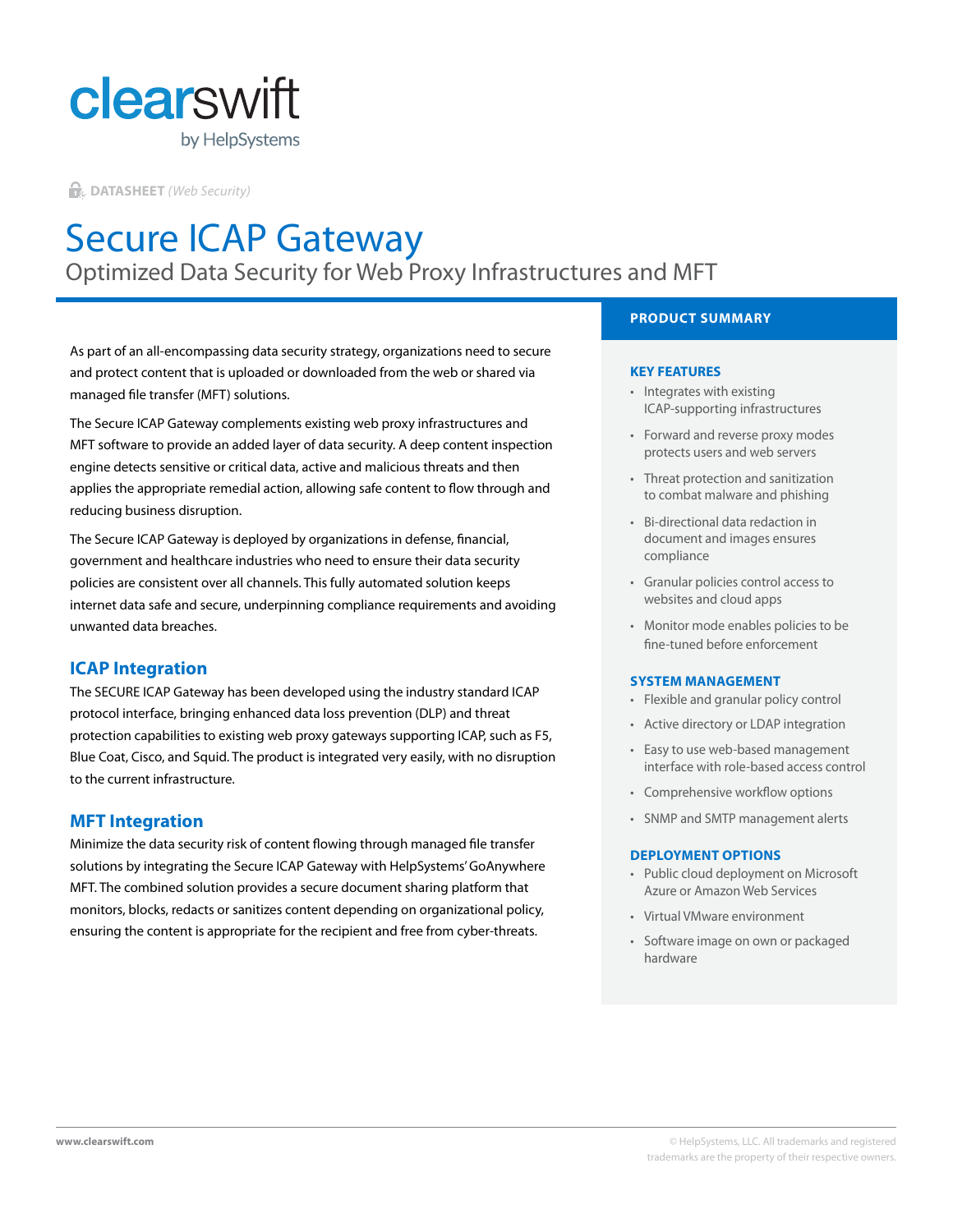clearswift
by HelpSystems

**DATASHEET** *(Web Security)*

# Secure ICAP Gateway

## Optimized Data Security for Web Proxy Infrastructures and MFT

As part of an all-encompassing data security strategy, organizations need to secure and protect content that is uploaded or downloaded from the web or shared via managed file transfer (MFT) solutions.

The Secure ICAP Gateway complements existing web proxy infrastructures and MFT software to provide an added layer of data security. A deep content inspection engine detects sensitive or critical data, active and malicious threats and then applies the appropriate remedial action, allowing safe content to flow through and reducing business disruption.

The Secure ICAP Gateway is deployed by organizations in defense, financial, government and healthcare industries who need to ensure their data security policies are consistent over all channels. This fully automated solution keeps internet data safe and secure, underpinning compliance requirements and avoiding unwanted data breaches.

### ICAP Integration

The SECURE ICAP Gateway has been developed using the industry standard ICAP protocol interface, bringing enhanced data loss prevention (DLP) and threat protection capabilities to existing web proxy gateways supporting ICAP, such as F5, Blue Coat, Cisco, and Squid. The product is integrated very easily, with no disruption to the current infrastructure.

### MFT Integration

Minimize the data security risk of content flowing through managed file transfer solutions by integrating the Secure ICAP Gateway with HelpSystems' GoAnywhere MFT. The combined solution provides a secure document sharing platform that monitors, blocks, redacts or sanitizes content depending on organizational policy, ensuring the content is appropriate for the recipient and free from cyber-threats.

## PRODUCT SUMMARY

### KEY FEATURES

- Integrates with existing ICAP-supporting infrastructures
- Forward and reverse proxy modes protects users and web servers
- Threat protection and sanitization to combat malware and phishing
- Bi-directional data redaction in document and images ensures compliance
- Granular policies control access to websites and cloud apps
- Monitor mode enables policies to be fine-tuned before enforcement

### SYSTEM MANAGEMENT

- Flexible and granular policy control
- Active directory or LDAP integration
- Easy to use web-based management interface with role-based access control
- Comprehensive workflow options
- SNMP and SMTP management alerts

### DEPLOYMENT OPTIONS

- Public cloud deployment on Microsoft Azure or Amazon Web Services
- Virtual VMware environment
- Software image on own or packaged hardware

www.clearswift.com

© HelpSystems, LLC. All trademarks and registered trademarks are the property of their respective owners.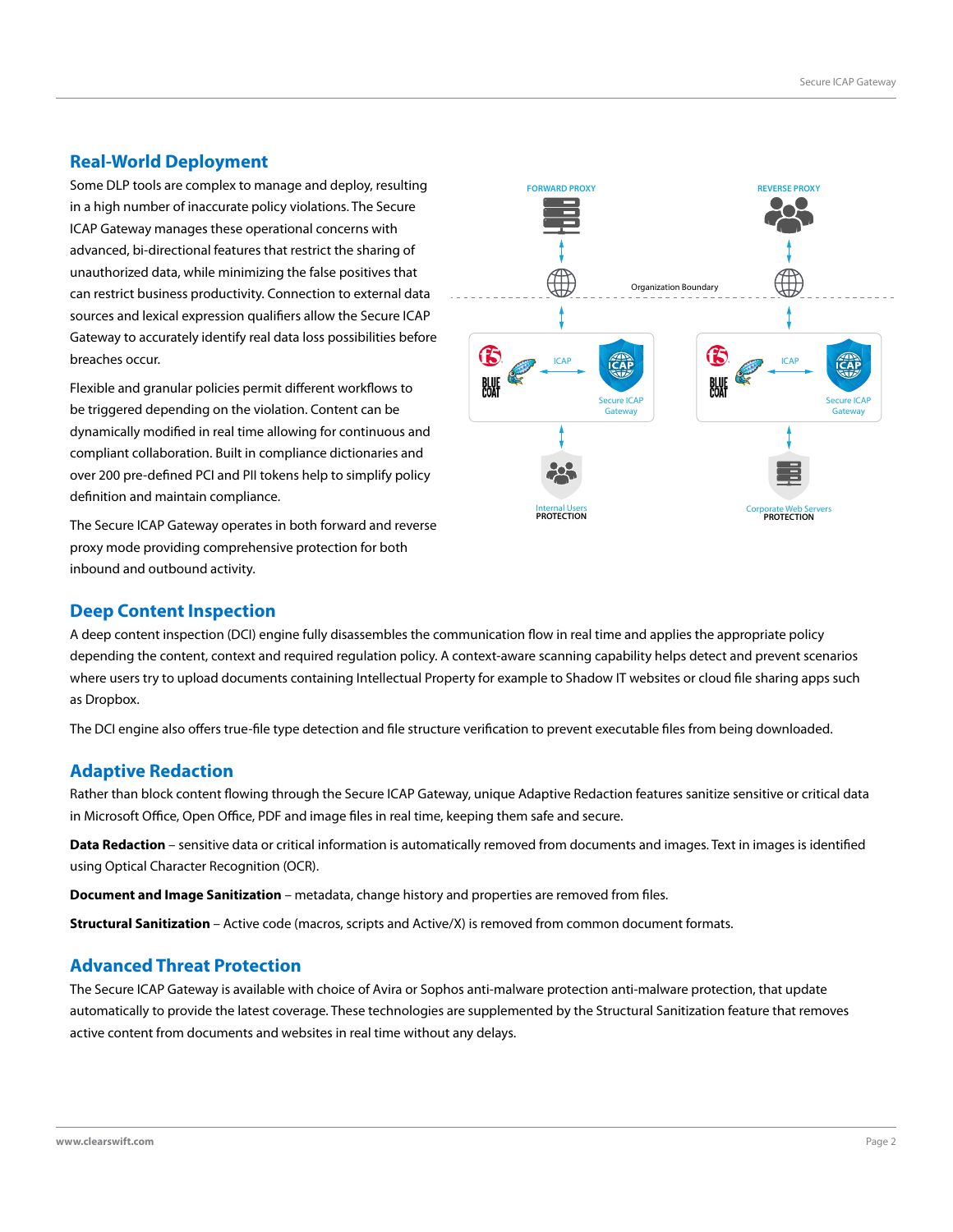## Real-World Deployment

Some DLP tools are complex to manage and deploy, resulting in a high number of inaccurate policy violations. The Secure ICAP Gateway manages these operational concerns with advanced, bi-directional features that restrict the sharing of unauthorized data, while minimizing the false positives that can restrict business productivity. Connection to external data sources and lexical expression qualifiers allow the Secure ICAP Gateway to accurately identify real data loss possibilities before breaches occur.

Flexible and granular policies permit different workflows to be triggered depending on the violation. Content can be dynamically modified in real time allowing for continuous and compliant collaboration. Built in compliance dictionaries and over 200 pre-defined PCI and PII tokens help to simplify policy definition and maintain compliance.

The Secure ICAP Gateway operates in both forward and reverse proxy mode providing comprehensive protection for both inbound and outbound activity.

FORWARD PROXY

REVERSE PROXY

Organization Boundary

ICAP

Secure ICAP Gateway

ICAP

Secure ICAP Gateway

Internal Users PROTECTION

Corporate Web Servers PROTECTION

## Deep Content Inspection

A deep content inspection (DCI) engine fully disassembles the communication flow in real time and applies the appropriate policy depending the content, context and required regulation policy. A context-aware scanning capability helps detect and prevent scenarios where users try to upload documents containing Intellectual Property for example to Shadow IT websites or cloud file sharing apps such as Dropbox.

The DCI engine also offers true-file type detection and file structure verification to prevent executable files from being downloaded.

## Adaptive Redaction

Rather than block content flowing through the Secure ICAP Gateway, unique Adaptive Redaction features sanitize sensitive or critical data in Microsoft Office, Open Office, PDF and image files in real time, keeping them safe and secure.

**Data Redaction** – sensitive data or critical information is automatically removed from documents and images. Text in images is identified using Optical Character Recognition (OCR).

**Document and Image Sanitization** – metadata, change history and properties are removed from files.

**Structural Sanitization** – Active code (macros, scripts and Active/X) is removed from common document formats.

## Advanced Threat Protection

The Secure ICAP Gateway is available with choice of Avira or Sophos anti-malware protection anti-malware protection, that update automatically to provide the latest coverage. These technologies are supplemented by the Structural Sanitization feature that removes active content from documents and websites in real time without any delays.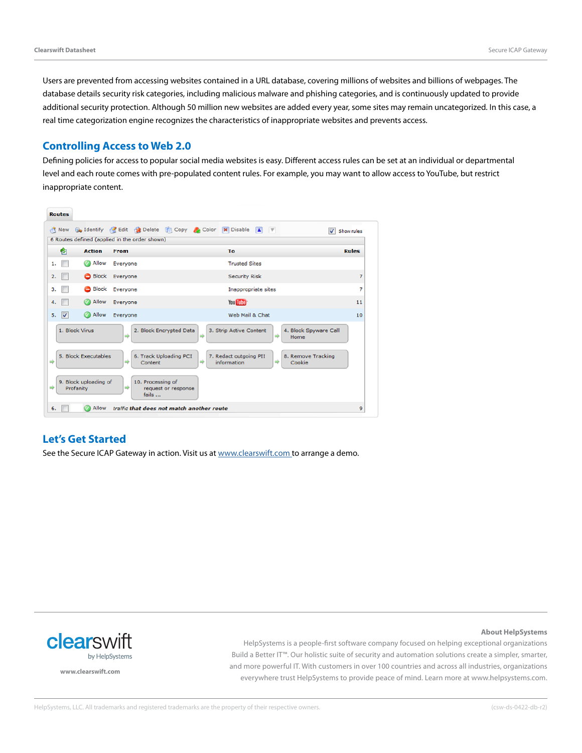Users are prevented from accessing websites contained in a URL database, covering millions of websites and billions of webpages. The database details security risk categories, including malicious malware and phishing categories, and is continuously updated to provide additional security protection. Although 50 million new websites are added every year, some sites may remain uncategorized. In this case, a real time categorization engine recognizes the characteristics of inappropriate websites and prevents access.

## Controlling Access to Web 2.0

Defining policies for access to popular social media websites is easy. Different access rules can be set at an individual or departmental level and each route comes with pre-populated content rules. For example, you may want to allow access to YouTube, but restrict inappropriate content.

Routes

New | Identify | Edit | Delete | Copy | Color | Disable | Show rules

6 Routes defined (applied in the order shown)

| | Action | From | To | Rules |
|---|---|---|---|---|
| 1. | Allow | Everyone | Trusted Sites | |
| 2. | Block | Everyone | Security Risk | 7 |
| 3. | Block | Everyone | Inappropriate sites | 7 |
| 4. | Allow | Everyone | YouTube | 11 |
| 5. | Allow | Everyone | Web Mail & Chat | 10 |
| 6. | Allow | *traffic* ***that does not match another route*** | | 9 |

1. Block Virus → 2. Block Encrypted Data → 3. Strip Active Content → 4. Block Spyware Call Home → 5. Block Executables → 6. Track Uploading PCI Content → 7. Redact outgoing PII information → 8. Remove Tracking Cookie → 9. Block uploading of Profanity → 10. Processing of request or response fails ...

## Let's Get Started

See the Secure ICAP Gateway in action. Visit us at www.clearswift.com to arrange a demo.

clearswift by HelpSystems

www.clearswift.com

**About HelpSystems**

HelpSystems is a people-first software company focused on helping exceptional organizations Build a Better IT™. Our holistic suite of security and automation solutions create a simpler, smarter, and more powerful IT. With customers in over 100 countries and across all industries, organizations everywhere trust HelpSystems to provide peace of mind. Learn more at www.helpsystems.com.

HelpSystems, LLC. All trademarks and registered trademarks are the property of their respective owners.

(csw-ds-0422-db-r2)